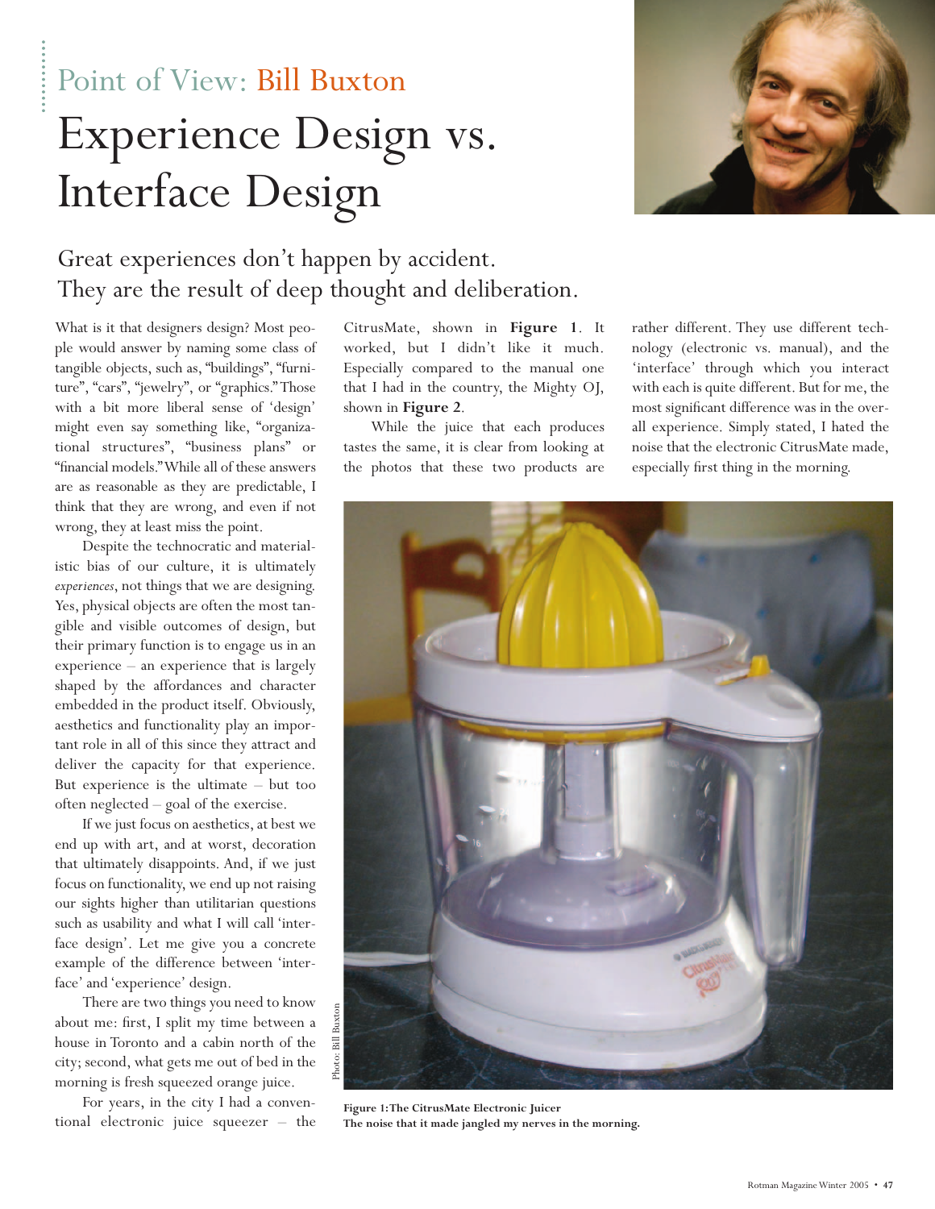Point of View: Bill Buxton

# Experience Design vs. Interface Design

## Great experiences don't happen by accident. They are the result of deep thought and deliberation.

What is it that designers design? Most people would answer by naming some class of tangible objects, such as, "buildings", "furniture", "cars", "jewelry", or "graphics." Those with a bit more liberal sense of 'design' might even say something like, "organizational structures", "business plans" or "financial models." While all of these answers are as reasonable as they are predictable, I think that they are wrong, and even if not wrong, they at least miss the point.

Despite the technocratic and materialistic bias of our culture, it is ultimately *experiences*, not things that we are designing. Yes, physical objects are often the most tangible and visible outcomes of design, but their primary function is to engage us in an experience – an experience that is largely shaped by the affordances and character embedded in the product itself. Obviously, aesthetics and functionality play an important role in all of this since they attract and deliver the capacity for that experience. But experience is the ultimate – but too often neglected – goal of the exercise.

If we just focus on aesthetics, at best we end up with art, and at worst, decoration that ultimately disappoints. And, if we just focus on functionality, we end up not raising our sights higher than utilitarian questions such as usability and what I will call 'interface design'. Let me give you a concrete example of the difference between 'interface' and 'experience' design.

There are two things you need to know about me: first, I split my time between a house in Toronto and a cabin north of the city; second, what gets me out of bed in the morning is fresh squeezed orange juice.

For years, in the city I had a conventional electronic juice squeezer – the CitrusMate, shown in **Figure 1**. It worked, but I didn't like it much. Especially compared to the manual one that I had in the country, the Mighty OJ, shown in **Figure 2**.

While the juice that each produces tastes the same, it is clear from looking at the photos that these two products are rather different. They use different technology (electronic vs. manual), and the 'interface' through which you interact with each is quite different. But for me, the most significant difference was in the overall experience. Simply stated, I hated the noise that the electronic CitrusMate made, especially first thing in the morning.

Photo: Bill Buxton

**Figure 1: The CitrusMate Electronic Juicer**
**The noise that it made jangled my nerves in the morning.**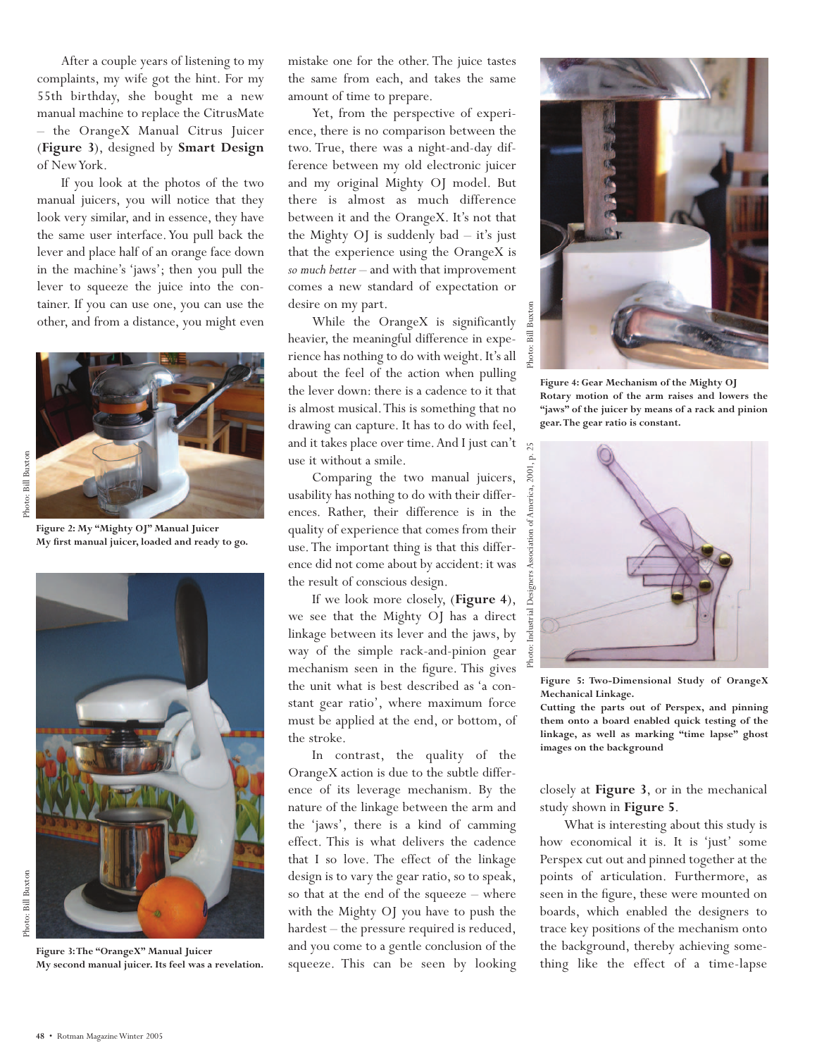After a couple years of listening to my complaints, my wife got the hint. For my 55th birthday, she bought me a new manual machine to replace the CitrusMate – the OrangeX Manual Citrus Juicer (**Figure 3**), designed by **Smart Design** of New York.

If you look at the photos of the two manual juicers, you will notice that they look very similar, and in essence, they have the same user interface. You pull back the lever and place half of an orange face down in the machine's 'jaws'; then you pull the lever to squeeze the juice into the container. If you can use one, you can use the other, and from a distance, you might even mistake one for the other. The juice tastes the same from each, and takes the same amount of time to prepare.

Yet, from the perspective of experience, there is no comparison between the two. True, there was a night-and-day difference between my old electronic juicer and my original Mighty OJ model. But there is almost as much difference between it and the OrangeX. It's not that the Mighty OJ is suddenly bad – it's just that the experience using the OrangeX is *so much better* – and with that improvement comes a new standard of expectation or desire on my part.

While the OrangeX is significantly heavier, the meaningful difference in experience has nothing to do with weight. It's all about the feel of the action when pulling the lever down: there is a cadence to it that is almost musical. This is something that no drawing can capture. It has to do with feel, and it takes place over time. And I just can't use it without a smile.

Comparing the two manual juicers, usability has nothing to do with their differences. Rather, their difference is in the quality of experience that comes from their use. The important thing is that this difference did not come about by accident: it was the result of conscious design.

If we look more closely, (**Figure 4**), we see that the Mighty OJ has a direct linkage between its lever and the jaws, by way of the simple rack-and-pinion gear mechanism seen in the figure. This gives the unit what is best described as 'a constant gear ratio', where maximum force must be applied at the end, or bottom, of the stroke.

In contrast, the quality of the OrangeX action is due to the subtle difference of its leverage mechanism. By the nature of the linkage between the arm and the 'jaws', there is a kind of camming effect. This is what delivers the cadence that I so love. The effect of the linkage design is to vary the gear ratio, so to speak, so that at the end of the squeeze – where with the Mighty OJ you have to push the hardest – the pressure required is reduced, and you come to a gentle conclusion of the squeeze. This can be seen by looking closely at **Figure 3**, or in the mechanical study shown in **Figure 5**.

What is interesting about this study is how economical it is. It is 'just' some Perspex cut out and pinned together at the points of articulation. Furthermore, as seen in the figure, these were mounted on boards, which enabled the designers to trace key positions of the mechanism onto the background, thereby achieving something like the effect of a time-lapse

Photo: Bill Buxton

**Figure 2: My "Mighty OJ" Manual Juicer**
**My first manual juicer, loaded and ready to go.**

Photo: Bill Buxton

**Figure 3: The "OrangeX" Manual Juicer**
**My second manual juicer. Its feel was a revelation.**

Photo: Bill Buxton

**Figure 4: Gear Mechanism of the Mighty OJ**
**Rotary motion of the arm raises and lowers the "jaws" of the juicer by means of a rack and pinion gear. The gear ratio is constant.**

Photo: Industrial Designers Association of America, 2001, p. 25

**Figure 5: Two-Dimensional Study of OrangeX Mechanical Linkage.**
**Cutting the parts out of Perspex, and pinning them onto a board enabled quick testing of the linkage, as well as marking "time lapse" ghost images on the background**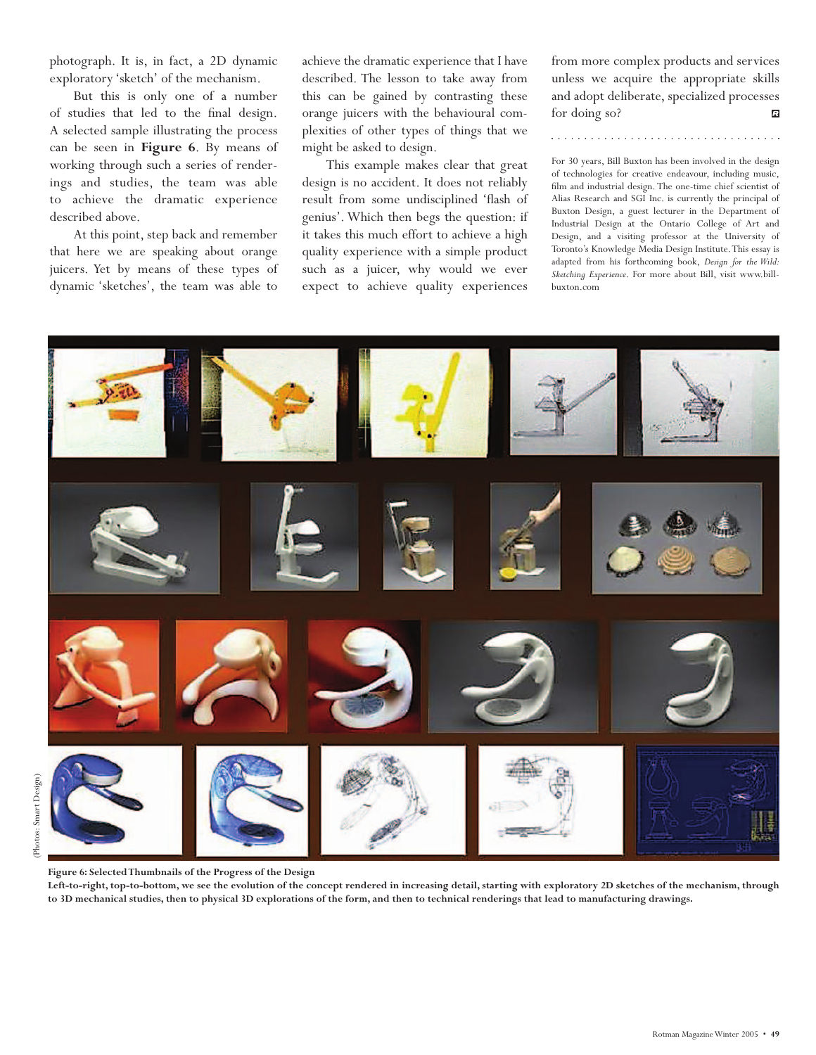photograph. It is, in fact, a 2D dynamic exploratory 'sketch' of the mechanism.

But this is only one of a number of studies that led to the final design. A selected sample illustrating the process can be seen in **Figure 6**. By means of working through such a series of renderings and studies, the team was able to achieve the dramatic experience described above.

At this point, step back and remember that here we are speaking about orange juicers. Yet by means of these types of dynamic 'sketches', the team was able to achieve the dramatic experience that I have described. The lesson to take away from this can be gained by contrasting these orange juicers with the behavioural complexities of other types of things that we might be asked to design.

This example makes clear that great design is no accident. It does not reliably result from some undisciplined 'flash of genius'. Which then begs the question: if it takes this much effort to achieve a high quality experience with a simple product such as a juicer, why would we ever expect to achieve quality experiences from more complex products and services unless we acquire the appropriate skills and adopt deliberate, specialized processes for doing so?

For 30 years, Bill Buxton has been involved in the design of technologies for creative endeavour, including music, film and industrial design. The one-time chief scientist of Alias Research and SGI Inc. is currently the principal of Buxton Design, a guest lecturer in the Department of Industrial Design at the Ontario College of Art and Design, and a visiting professor at the University of Toronto's Knowledge Media Design Institute. This essay is adapted from his forthcoming book, *Design for the Wild: Sketching Experience*. For more about Bill, visit www.billbuxton.com

(Photos: Smart Design)

**Figure 6: Selected Thumbnails of the Progress of the Design**
**Left-to-right, top-to-bottom, we see the evolution of the concept rendered in increasing detail, starting with exploratory 2D sketches of the mechanism, through to 3D mechanical studies, then to physical 3D explorations of the form, and then to technical renderings that lead to manufacturing drawings.**